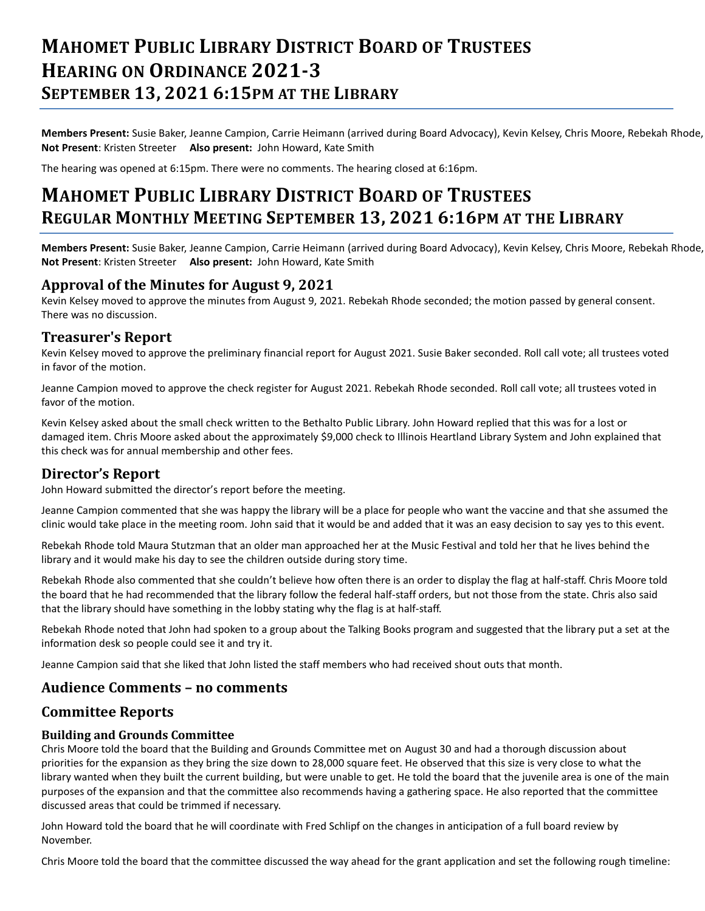# Mahomet Public Library District Board of Trustees
# Hearing on Ordinance 2021-3
## September 13, 2021 6:15pm at the Library

**Members Present:** Susie Baker, Jeanne Campion, Carrie Heimann (arrived during Board Advocacy), Kevin Kelsey, Chris Moore, Rebekah Rhode, **Not Present**: Kristen Streeter **Also present:** John Howard, Kate Smith

The hearing was opened at 6:15pm. There were no comments. The hearing closed at 6:16pm.

# Mahomet Public Library District Board of Trustees
## Regular Monthly Meeting September 13, 2021 6:16pm at the Library

**Members Present:** Susie Baker, Jeanne Campion, Carrie Heimann (arrived during Board Advocacy), Kevin Kelsey, Chris Moore, Rebekah Rhode, **Not Present**: Kristen Streeter **Also present:** John Howard, Kate Smith

### Approval of the Minutes for August 9, 2021

Kevin Kelsey moved to approve the minutes from August 9, 2021. Rebekah Rhode seconded; the motion passed by general consent. There was no discussion.

### Treasurer's Report

Kevin Kelsey moved to approve the preliminary financial report for August 2021. Susie Baker seconded. Roll call vote; all trustees voted in favor of the motion.

Jeanne Campion moved to approve the check register for August 2021. Rebekah Rhode seconded. Roll call vote; all trustees voted in favor of the motion.

Kevin Kelsey asked about the small check written to the Bethalto Public Library. John Howard replied that this was for a lost or damaged item. Chris Moore asked about the approximately $9,000 check to Illinois Heartland Library System and John explained that this check was for annual membership and other fees.

### Director's Report

John Howard submitted the director's report before the meeting.

Jeanne Campion commented that she was happy the library will be a place for people who want the vaccine and that she assumed the clinic would take place in the meeting room. John said that it would be and added that it was an easy decision to say yes to this event.

Rebekah Rhode told Maura Stutzman that an older man approached her at the Music Festival and told her that he lives behind the library and it would make his day to see the children outside during story time.

Rebekah Rhode also commented that she couldn't believe how often there is an order to display the flag at half-staff. Chris Moore told the board that he had recommended that the library follow the federal half-staff orders, but not those from the state. Chris also said that the library should have something in the lobby stating why the flag is at half-staff.

Rebekah Rhode noted that John had spoken to a group about the Talking Books program and suggested that the library put a set at the information desk so people could see it and try it.

Jeanne Campion said that she liked that John listed the staff members who had received shout outs that month.

### Audience Comments – no comments

### Committee Reports

#### Building and Grounds Committee

Chris Moore told the board that the Building and Grounds Committee met on August 30 and had a thorough discussion about priorities for the expansion as they bring the size down to 28,000 square feet. He observed that this size is very close to what the library wanted when they built the current building, but were unable to get. He told the board that the juvenile area is one of the main purposes of the expansion and that the committee also recommends having a gathering space. He also reported that the committee discussed areas that could be trimmed if necessary.

John Howard told the board that he will coordinate with Fred Schlipf on the changes in anticipation of a full board review by November.

Chris Moore told the board that the committee discussed the way ahead for the grant application and set the following rough timeline: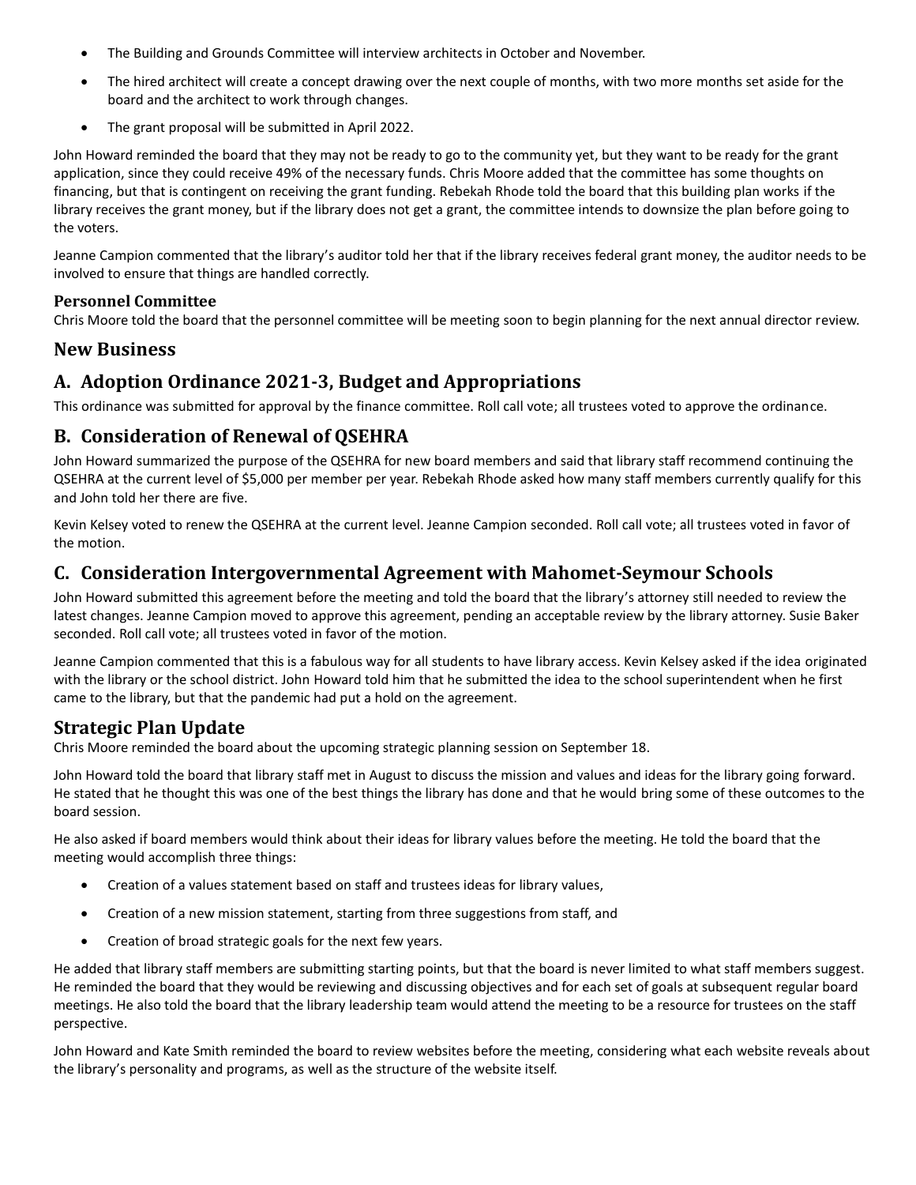- The Building and Grounds Committee will interview architects in October and November.
- The hired architect will create a concept drawing over the next couple of months, with two more months set aside for the board and the architect to work through changes.
- The grant proposal will be submitted in April 2022.

John Howard reminded the board that they may not be ready to go to the community yet, but they want to be ready for the grant application, since they could receive 49% of the necessary funds. Chris Moore added that the committee has some thoughts on financing, but that is contingent on receiving the grant funding. Rebekah Rhode told the board that this building plan works if the library receives the grant money, but if the library does not get a grant, the committee intends to downsize the plan before going to the voters.

Jeanne Campion commented that the library's auditor told her that if the library receives federal grant money, the auditor needs to be involved to ensure that things are handled correctly.

### Personnel Committee

Chris Moore told the board that the personnel committee will be meeting soon to begin planning for the next annual director review.

## New Business

## A. Adoption Ordinance 2021-3, Budget and Appropriations

This ordinance was submitted for approval by the finance committee. Roll call vote; all trustees voted to approve the ordinance.

## B. Consideration of Renewal of QSEHRA

John Howard summarized the purpose of the QSEHRA for new board members and said that library staff recommend continuing the QSEHRA at the current level of $5,000 per member per year. Rebekah Rhode asked how many staff members currently qualify for this and John told her there are five.

Kevin Kelsey voted to renew the QSEHRA at the current level. Jeanne Campion seconded. Roll call vote; all trustees voted in favor of the motion.

## C. Consideration Intergovernmental Agreement with Mahomet-Seymour Schools

John Howard submitted this agreement before the meeting and told the board that the library's attorney still needed to review the latest changes. Jeanne Campion moved to approve this agreement, pending an acceptable review by the library attorney. Susie Baker seconded. Roll call vote; all trustees voted in favor of the motion.

Jeanne Campion commented that this is a fabulous way for all students to have library access. Kevin Kelsey asked if the idea originated with the library or the school district. John Howard told him that he submitted the idea to the school superintendent when he first came to the library, but that the pandemic had put a hold on the agreement.

## Strategic Plan Update

Chris Moore reminded the board about the upcoming strategic planning session on September 18.

John Howard told the board that library staff met in August to discuss the mission and values and ideas for the library going forward. He stated that he thought this was one of the best things the library has done and that he would bring some of these outcomes to the board session.

He also asked if board members would think about their ideas for library values before the meeting. He told the board that the meeting would accomplish three things:

- Creation of a values statement based on staff and trustees ideas for library values,
- Creation of a new mission statement, starting from three suggestions from staff, and
- Creation of broad strategic goals for the next few years.

He added that library staff members are submitting starting points, but that the board is never limited to what staff members suggest. He reminded the board that they would be reviewing and discussing objectives and for each set of goals at subsequent regular board meetings. He also told the board that the library leadership team would attend the meeting to be a resource for trustees on the staff perspective.

John Howard and Kate Smith reminded the board to review websites before the meeting, considering what each website reveals about the library's personality and programs, as well as the structure of the website itself.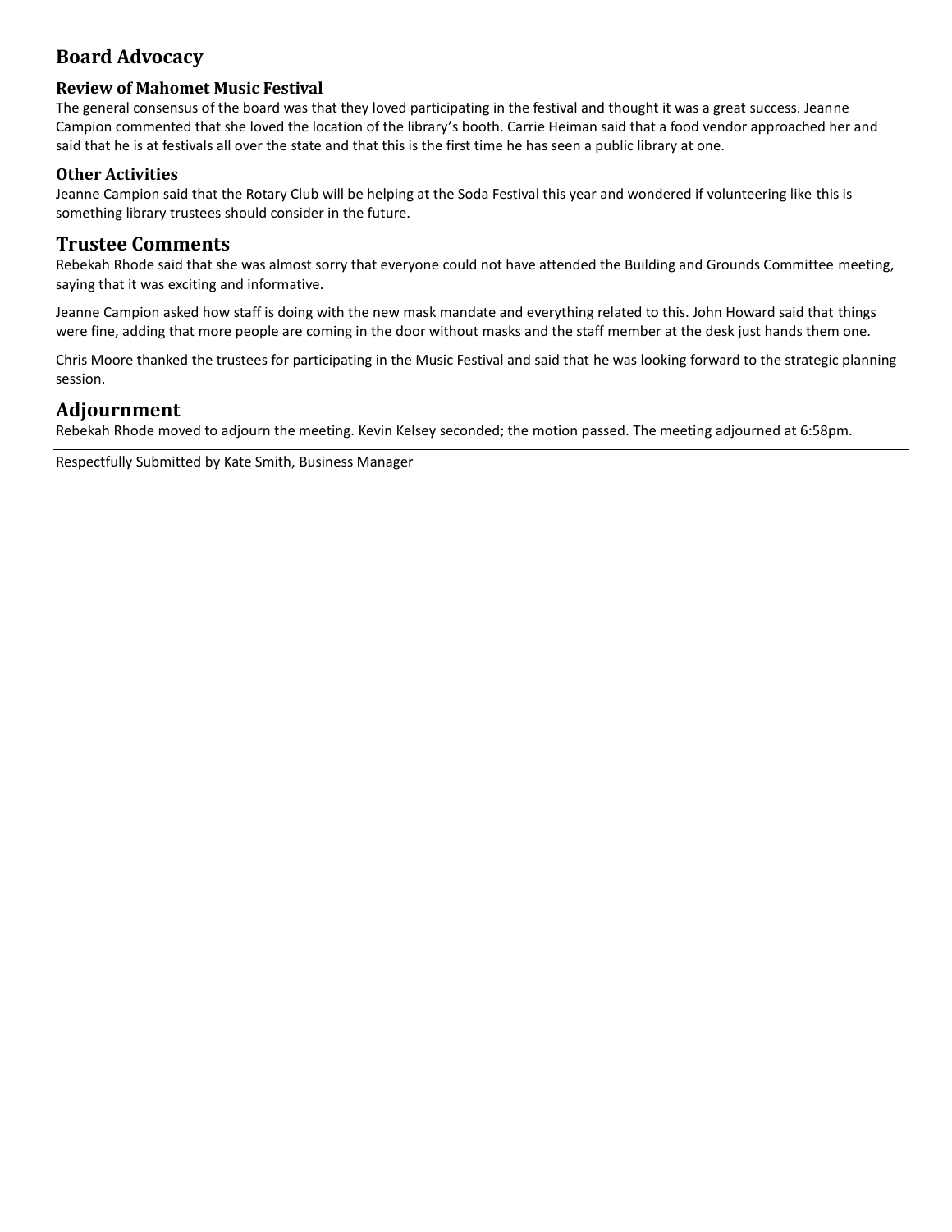## Board Advocacy

### Review of Mahomet Music Festival

The general consensus of the board was that they loved participating in the festival and thought it was a great success. Jeanne Campion commented that she loved the location of the library's booth. Carrie Heiman said that a food vendor approached her and said that he is at festivals all over the state and that this is the first time he has seen a public library at one.

### Other Activities

Jeanne Campion said that the Rotary Club will be helping at the Soda Festival this year and wondered if volunteering like this is something library trustees should consider in the future.

## Trustee Comments

Rebekah Rhode said that she was almost sorry that everyone could not have attended the Building and Grounds Committee meeting, saying that it was exciting and informative.

Jeanne Campion asked how staff is doing with the new mask mandate and everything related to this. John Howard said that things were fine, adding that more people are coming in the door without masks and the staff member at the desk just hands them one.

Chris Moore thanked the trustees for participating in the Music Festival and said that he was looking forward to the strategic planning session.

## Adjournment

Rebekah Rhode moved to adjourn the meeting. Kevin Kelsey seconded; the motion passed. The meeting adjourned at 6:58pm.

---

Respectfully Submitted by Kate Smith, Business Manager